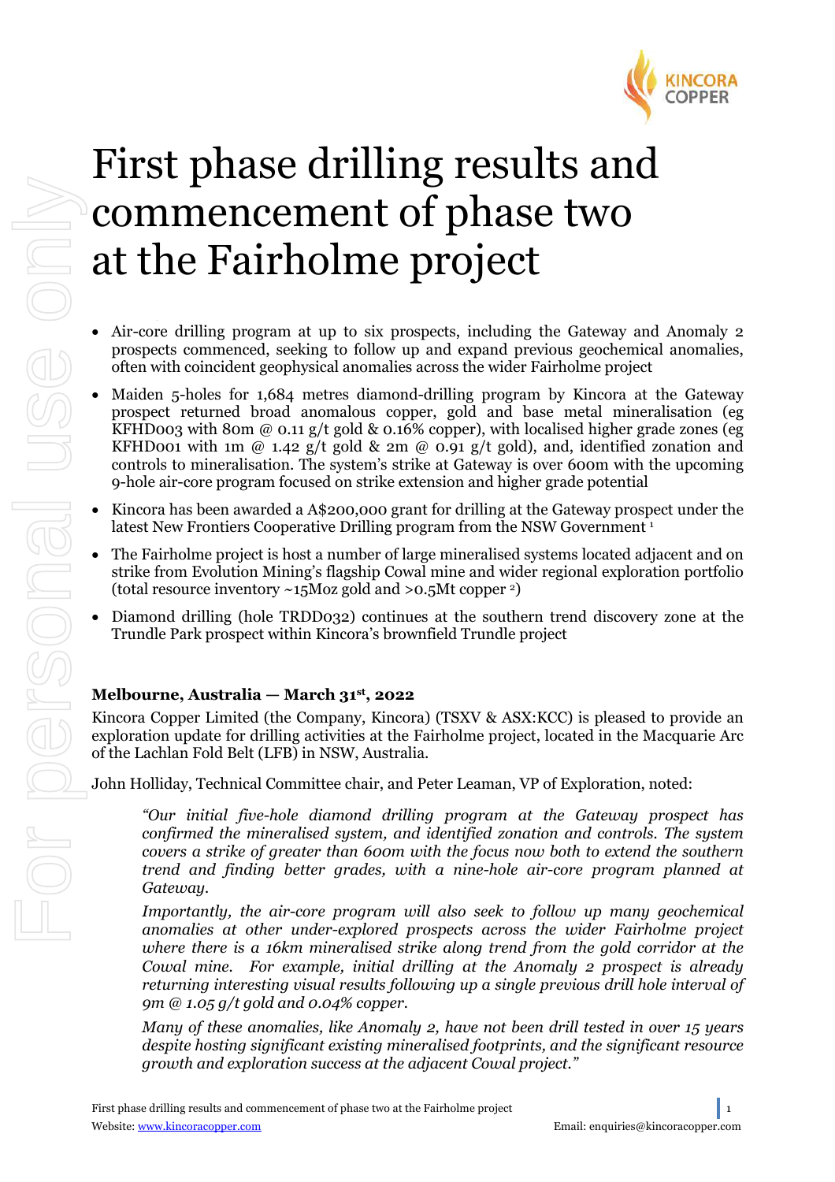# First phase drilling results and commencement of phase two at the Fairholme project

- Air-core drilling program at up to six prospects, including the Gateway and Anomaly 2 prospects commenced, seeking to follow up and expand previous geochemical anomalies, often with coincident geophysical anomalies across the wider Fairholme project
- Maiden 5-holes for 1,684 metres diamond-drilling program by Kincora at the Gateway prospect returned broad anomalous copper, gold and base metal mineralisation (eg KFHD003 with 80m @ 0.11 g/t gold & 0.16% copper), with localised higher grade zones (eg KFHD001 with 1m @ 1.42 g/t gold & 2m @ 0.91 g/t gold), and, identified zonation and controls to mineralisation. The system's strike at Gateway is over 600m with the upcoming 9-hole air-core program focused on strike extension and higher grade potential
- Kincora has been awarded a A$200,000 grant for drilling at the Gateway prospect under the latest New Frontiers Cooperative Drilling program from the NSW Government [1]
- The Fairholme project is host a number of large mineralised systems located adjacent and on strike from Evolution Mining's flagship Cowal mine and wider regional exploration portfolio (total resource inventory ~15Moz gold and >0.5Mt copper [2])
- Diamond drilling (hole TRDD032) continues at the southern trend discovery zone at the Trundle Park prospect within Kincora's brownfield Trundle project

**Melbourne, Australia — March 31st, 2022**

Kincora Copper Limited (the Company, Kincora) (TSXV & ASX:KCC) is pleased to provide an exploration update for drilling activities at the Fairholme project, located in the Macquarie Arc of the Lachlan Fold Belt (LFB) in NSW, Australia.

John Holliday, Technical Committee chair, and Peter Leaman, VP of Exploration, noted:

> *"Our initial five-hole diamond drilling program at the Gateway prospect has confirmed the mineralised system, and identified zonation and controls. The system covers a strike of greater than 600m with the focus now both to extend the southern trend and finding better grades, with a nine-hole air-core program planned at Gateway.*
>
> *Importantly, the air-core program will also seek to follow up many geochemical anomalies at other under-explored prospects across the wider Fairholme project where there is a 16km mineralised strike along trend from the gold corridor at the Cowal mine. For example, initial drilling at the Anomaly 2 prospect is already returning interesting visual results following up a single previous drill hole interval of 9m @ 1.05 g/t gold and 0.04% copper.*
>
> *Many of these anomalies, like Anomaly 2, have not been drill tested in over 15 years despite hosting significant existing mineralised footprints, and the significant resource growth and exploration success at the adjacent Cowal project."*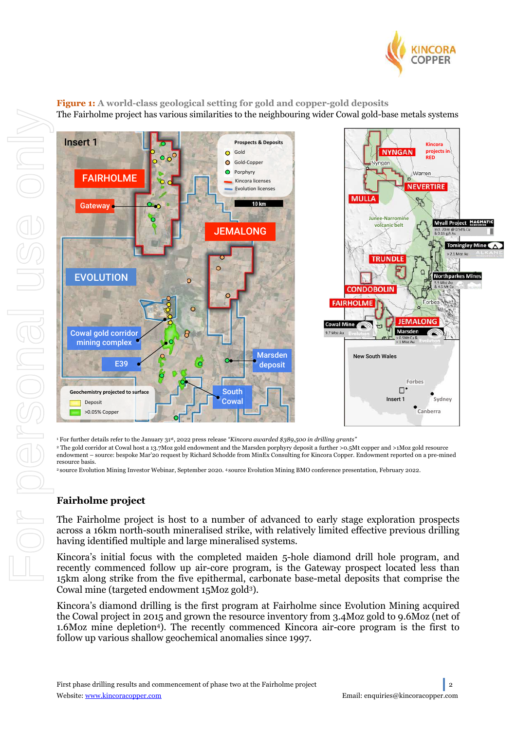**Figure 1: A world-class geological setting for gold and copper-gold deposits**

The Fairholme project has various similarities to the neighbouring wider Cowal gold-base metals systems

[1] For further details refer to the January 31st, 2022 press release *"Kincora awarded $389,500 in drilling grants"*

[2] The gold corridor at Cowal host a 13.7Moz gold endowment and the Marsden porphyry deposit a further >0.5Mt copper and >1Moz gold resource endowment – source: bespoke Mar'20 request by Richard Schodde from MinEx Consulting for Kincora Copper. Endowment reported on a pre-mined resource basis.

[2] source Evolution Mining Investor Webinar, September 2020. [4] source Evolution Mining BMO conference presentation, February 2022.

## Fairholme project

The Fairholme project is host to a number of advanced to early stage exploration prospects across a 16km north-south mineralised strike, with relatively limited effective previous drilling having identified multiple and large mineralised systems.

Kincora's initial focus with the completed maiden 5-hole diamond drill hole program, and recently commenced follow up air-core program, is the Gateway prospect located less than 15km along strike from the five epithermal, carbonate base-metal deposits that comprise the Cowal mine (targeted endowment 15Moz gold[3]).

Kincora's diamond drilling is the first program at Fairholme since Evolution Mining acquired the Cowal project in 2015 and grown the resource inventory from 3.4Moz gold to 9.6Moz (net of 1.6Moz mine depletion[4]). The recently commenced Kincora air-core program is the first to follow up various shallow geochemical anomalies since 1997.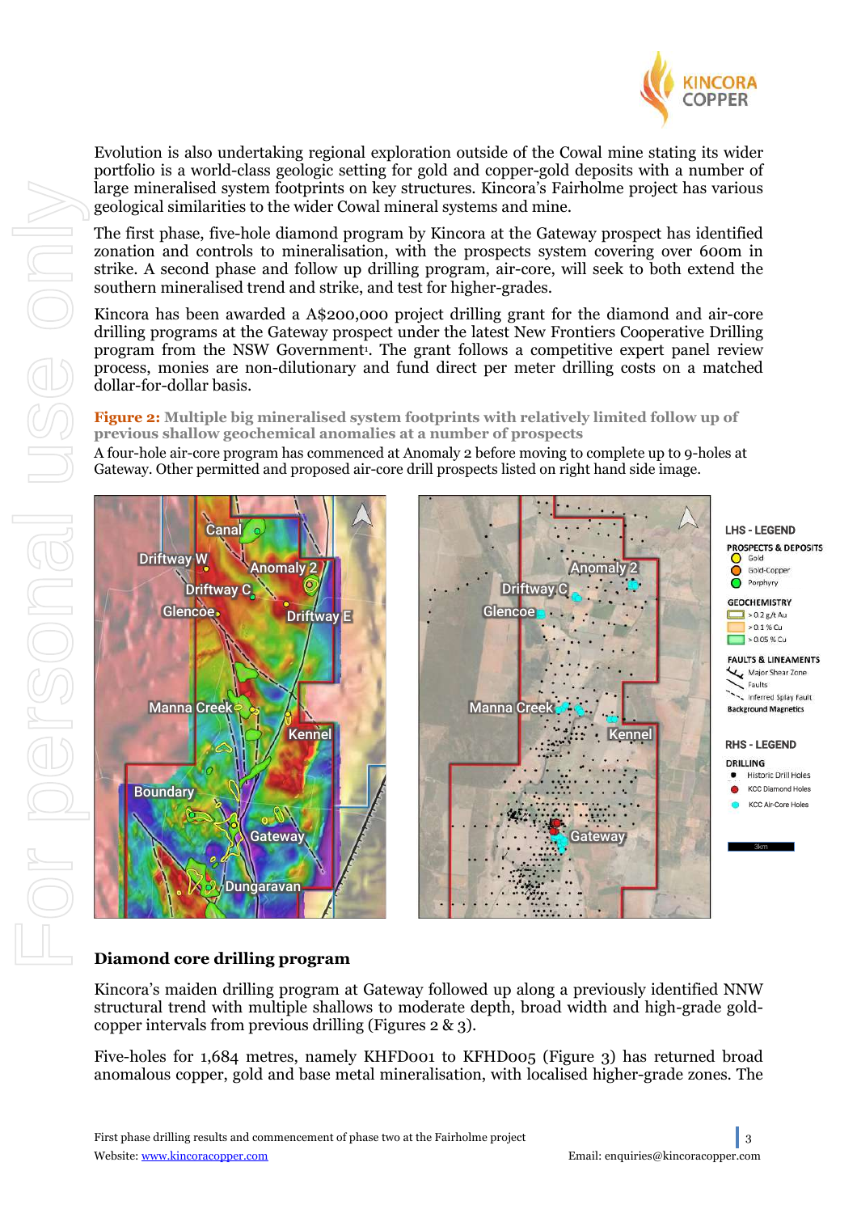Evolution is also undertaking regional exploration outside of the Cowal mine stating its wider portfolio is a world-class geologic setting for gold and copper-gold deposits with a number of large mineralised system footprints on key structures. Kincora's Fairholme project has various geological similarities to the wider Cowal mineral systems and mine.

The first phase, five-hole diamond program by Kincora at the Gateway prospect has identified zonation and controls to mineralisation, with the prospects system covering over 600m in strike. A second phase and follow up drilling program, air-core, will seek to both extend the southern mineralised trend and strike, and test for higher-grades.

Kincora has been awarded a A$200,000 project drilling grant for the diamond and air-core drilling programs at the Gateway prospect under the latest New Frontiers Cooperative Drilling program from the NSW Government[1]. The grant follows a competitive expert panel review process, monies are non-dilutionary and fund direct per meter drilling costs on a matched dollar-for-dollar basis.

**Figure 2: Multiple big mineralised system footprints with relatively limited follow up of previous shallow geochemical anomalies at a number of prospects**

A four-hole air-core program has commenced at Anomaly 2 before moving to complete up to 9-holes at Gateway. Other permitted and proposed air-core drill prospects listed on right hand side image.

### Diamond core drilling program

Kincora's maiden drilling program at Gateway followed up along a previously identified NNW structural trend with multiple shallows to moderate depth, broad width and high-grade gold-copper intervals from previous drilling (Figures 2 & 3).

Five-holes for 1,684 metres, namely KHFD001 to KFHD005 (Figure 3) has returned broad anomalous copper, gold and base metal mineralisation, with localised higher-grade zones. The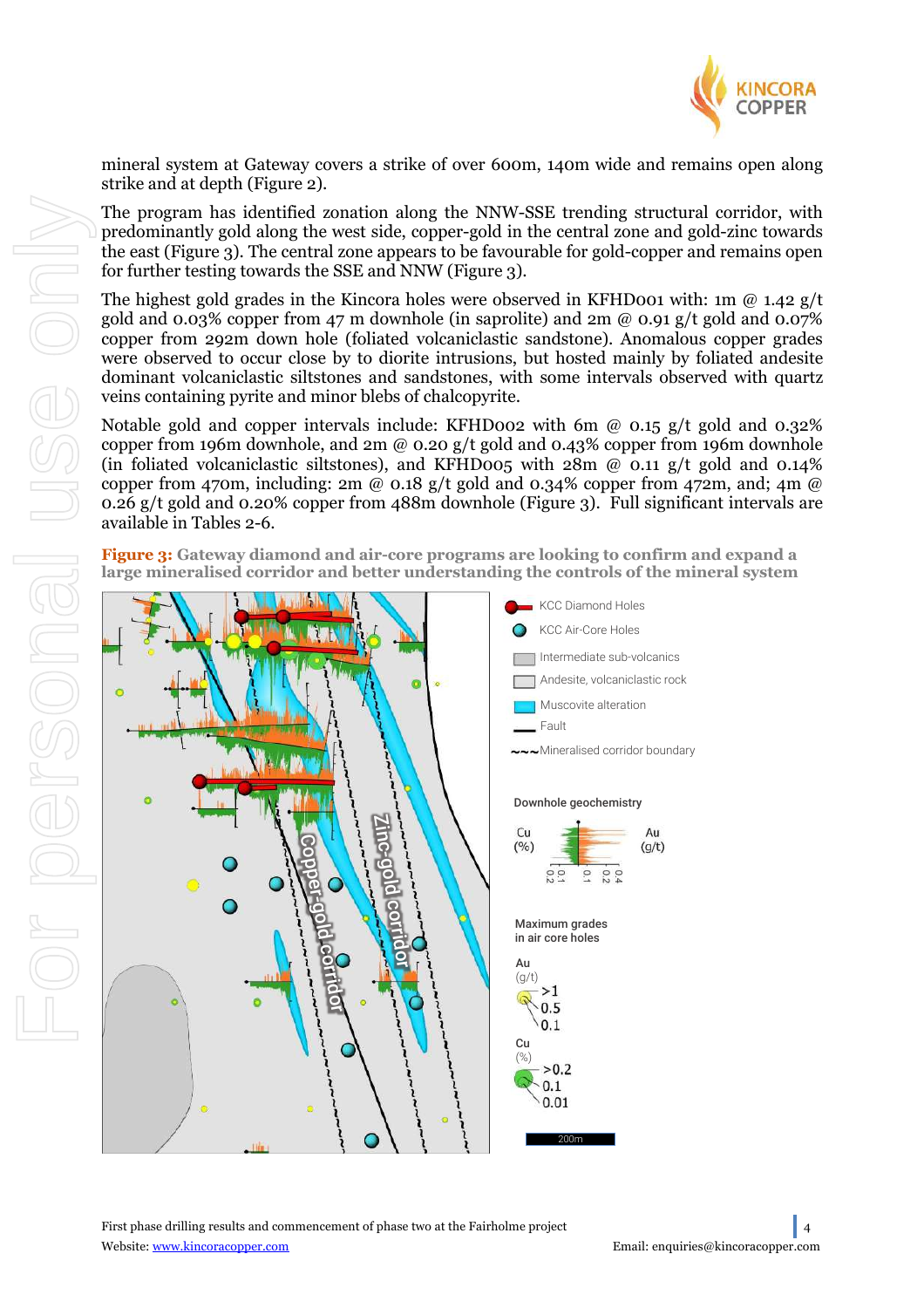mineral system at Gateway covers a strike of over 600m, 140m wide and remains open along strike and at depth (Figure 2).

The program has identified zonation along the NNW-SSE trending structural corridor, with predominantly gold along the west side, copper-gold in the central zone and gold-zinc towards the east (Figure 3). The central zone appears to be favourable for gold-copper and remains open for further testing towards the SSE and NNW (Figure 3).

The highest gold grades in the Kincora holes were observed in KFHD001 with: 1m @ 1.42 g/t gold and 0.03% copper from 47 m downhole (in saprolite) and 2m @ 0.91 g/t gold and 0.07% copper from 292m down hole (foliated volcaniclastic sandstone). Anomalous copper grades were observed to occur close by to diorite intrusions, but hosted mainly by foliated andesite dominant volcaniclastic siltstones and sandstones, with some intervals observed with quartz veins containing pyrite and minor blebs of chalcopyrite.

Notable gold and copper intervals include: KFHD002 with 6m @ 0.15 g/t gold and 0.32% copper from 196m downhole, and 2m @ 0.20 g/t gold and 0.43% copper from 196m downhole (in foliated volcaniclastic siltstones), and KFHD005 with 28m @ 0.11 g/t gold and 0.14% copper from 470m, including: 2m @ 0.18 g/t gold and 0.34% copper from 472m, and; 4m @ 0.26 g/t gold and 0.20% copper from 488m downhole (Figure 3). Full significant intervals are available in Tables 2-6.

**Figure 3:** Gateway diamond and air-core programs are looking to confirm and expand a large mineralised corridor and better understanding the controls of the mineral system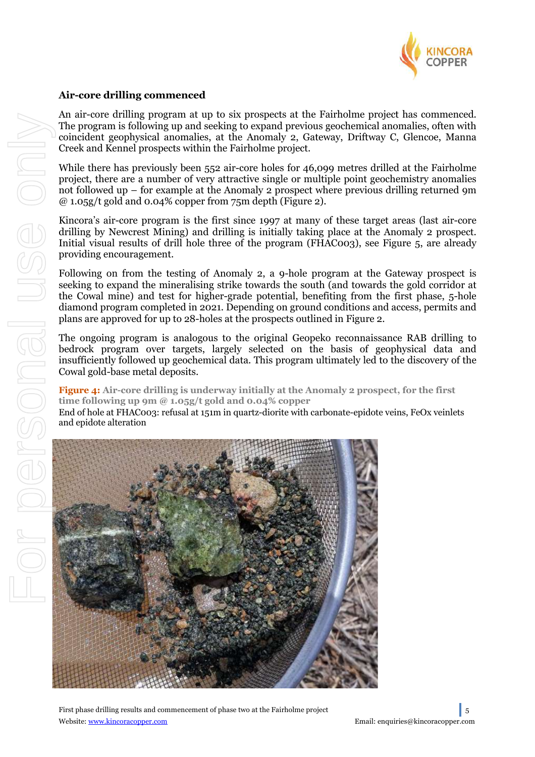### Air-core drilling commenced

An air-core drilling program at up to six prospects at the Fairholme project has commenced. The program is following up and seeking to expand previous geochemical anomalies, often with coincident geophysical anomalies, at the Anomaly 2, Gateway, Driftway C, Glencoe, Manna Creek and Kennel prospects within the Fairholme project.

While there has previously been 552 air-core holes for 46,099 metres drilled at the Fairholme project, there are a number of very attractive single or multiple point geochemistry anomalies not followed up – for example at the Anomaly 2 prospect where previous drilling returned 9m @ 1.05g/t gold and 0.04% copper from 75m depth (Figure 2).

Kincora's air-core program is the first since 1997 at many of these target areas (last air-core drilling by Newcrest Mining) and drilling is initially taking place at the Anomaly 2 prospect. Initial visual results of drill hole three of the program (FHAC003), see Figure 5, are already providing encouragement.

Following on from the testing of Anomaly 2, a 9-hole program at the Gateway prospect is seeking to expand the mineralising strike towards the south (and towards the gold corridor at the Cowal mine) and test for higher-grade potential, benefiting from the first phase, 5-hole diamond program completed in 2021. Depending on ground conditions and access, permits and plans are approved for up to 28-holes at the prospects outlined in Figure 2.

The ongoing program is analogous to the original Geopeko reconnaissance RAB drilling to bedrock program over targets, largely selected on the basis of geophysical data and insufficiently followed up geochemical data. This program ultimately led to the discovery of the Cowal gold-base metal deposits.

**Figure 4: Air-core drilling is underway initially at the Anomaly 2 prospect, for the first time following up 9m @ 1.05g/t gold and 0.04% copper**

End of hole at FHAC003: refusal at 151m in quartz-diorite with carbonate-epidote veins, FeOx veinlets and epidote alteration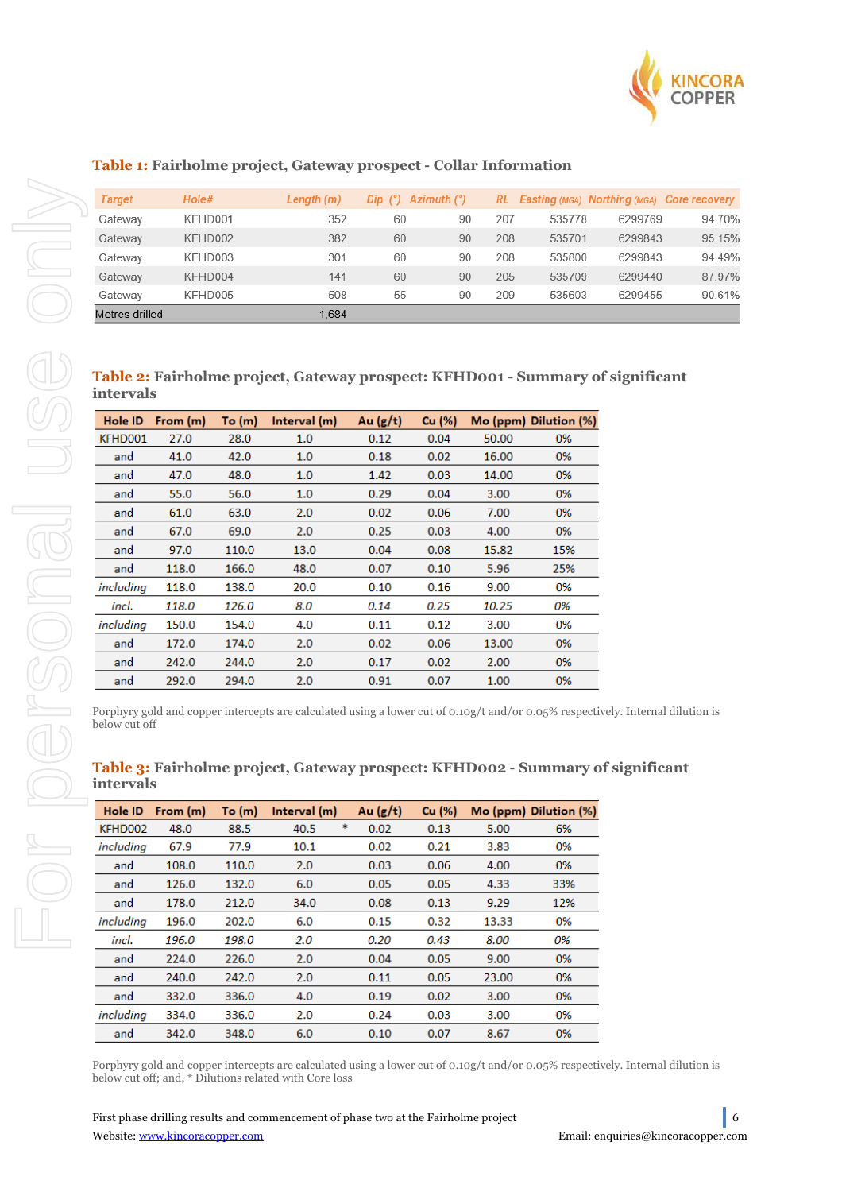**Table 1:** Fairholme project, Gateway prospect - Collar Information

| Target | Hole# | Length (m) | Dip (°) | Azimuth (°) | RL | Easting (MGA) | Northing (MGA) | Core recovery |
|---|---|---|---|---|---|---|---|---|
| Gateway | KFHD001 | 352 | 60 | 90 | 207 | 535778 | 6299769 | 94.70% |
| Gateway | KFHD002 | 382 | 60 | 90 | 208 | 535701 | 6299843 | 95.15% |
| Gateway | KFHD003 | 301 | 60 | 90 | 208 | 535800 | 6299843 | 94.49% |
| Gateway | KFHD004 | 141 | 60 | 90 | 205 | 535709 | 6299440 | 87.97% |
| Gateway | KFHD005 | 508 | 55 | 90 | 209 | 535603 | 6299455 | 90.61% |
| Metres drilled | | 1,684 | | | | | | |

**Table 2:** Fairholme project, Gateway prospect: KFHD001 - Summary of significant intervals

| Hole ID | From (m) | To (m) | Interval (m) | Au (g/t) | Cu (%) | Mo (ppm) | Dilution (%) |
|---|---|---|---|---|---|---|---|
| KFHD001 | 27.0 | 28.0 | 1.0 | 0.12 | 0.04 | 50.00 | 0% |
| and | 41.0 | 42.0 | 1.0 | 0.18 | 0.02 | 16.00 | 0% |
| and | 47.0 | 48.0 | 1.0 | 1.42 | 0.03 | 14.00 | 0% |
| and | 55.0 | 56.0 | 1.0 | 0.29 | 0.04 | 3.00 | 0% |
| and | 61.0 | 63.0 | 2.0 | 0.02 | 0.06 | 7.00 | 0% |
| and | 67.0 | 69.0 | 2.0 | 0.25 | 0.03 | 4.00 | 0% |
| and | 97.0 | 110.0 | 13.0 | 0.04 | 0.08 | 15.82 | 15% |
| and | 118.0 | 166.0 | 48.0 | 0.07 | 0.10 | 5.96 | 25% |
| *including* | 118.0 | 138.0 | 20.0 | 0.10 | 0.16 | 9.00 | 0% |
| *incl.* | *118.0* | *126.0* | *8.0* | *0.14* | *0.25* | *10.25* | *0%* |
| *including* | 150.0 | 154.0 | 4.0 | 0.11 | 0.12 | 3.00 | 0% |
| and | 172.0 | 174.0 | 2.0 | 0.02 | 0.06 | 13.00 | 0% |
| and | 242.0 | 244.0 | 2.0 | 0.17 | 0.02 | 2.00 | 0% |
| and | 292.0 | 294.0 | 2.0 | 0.91 | 0.07 | 1.00 | 0% |

Porphyry gold and copper intercepts are calculated using a lower cut of 0.10g/t and/or 0.05% respectively. Internal dilution is below cut off

**Table 3:** Fairholme project, Gateway prospect: KFHD002 - Summary of significant intervals

| Hole ID | From (m) | To (m) | Interval (m) | Au (g/t) | Cu (%) | Mo (ppm) | Dilution (%) |
|---|---|---|---|---|---|---|---|
| KFHD002 | 48.0 | 88.5 | 40.5 * | 0.02 | 0.13 | 5.00 | 6% |
| *including* | 67.9 | 77.9 | 10.1 | 0.02 | 0.21 | 3.83 | 0% |
| and | 108.0 | 110.0 | 2.0 | 0.03 | 0.06 | 4.00 | 0% |
| and | 126.0 | 132.0 | 6.0 | 0.05 | 0.05 | 4.33 | 33% |
| and | 178.0 | 212.0 | 34.0 | 0.08 | 0.13 | 9.29 | 12% |
| *including* | 196.0 | 202.0 | 6.0 | 0.15 | 0.32 | 13.33 | 0% |
| *incl.* | *196.0* | *198.0* | *2.0* | *0.20* | *0.43* | *8.00* | *0%* |
| and | 224.0 | 226.0 | 2.0 | 0.04 | 0.05 | 9.00 | 0% |
| and | 240.0 | 242.0 | 2.0 | 0.11 | 0.05 | 23.00 | 0% |
| and | 332.0 | 336.0 | 4.0 | 0.19 | 0.02 | 3.00 | 0% |
| *including* | 334.0 | 336.0 | 2.0 | 0.24 | 0.03 | 3.00 | 0% |
| and | 342.0 | 348.0 | 6.0 | 0.10 | 0.07 | 8.67 | 0% |

Porphyry gold and copper intercepts are calculated using a lower cut of 0.10g/t and/or 0.05% respectively. Internal dilution is below cut off; and, * Dilutions related with Core loss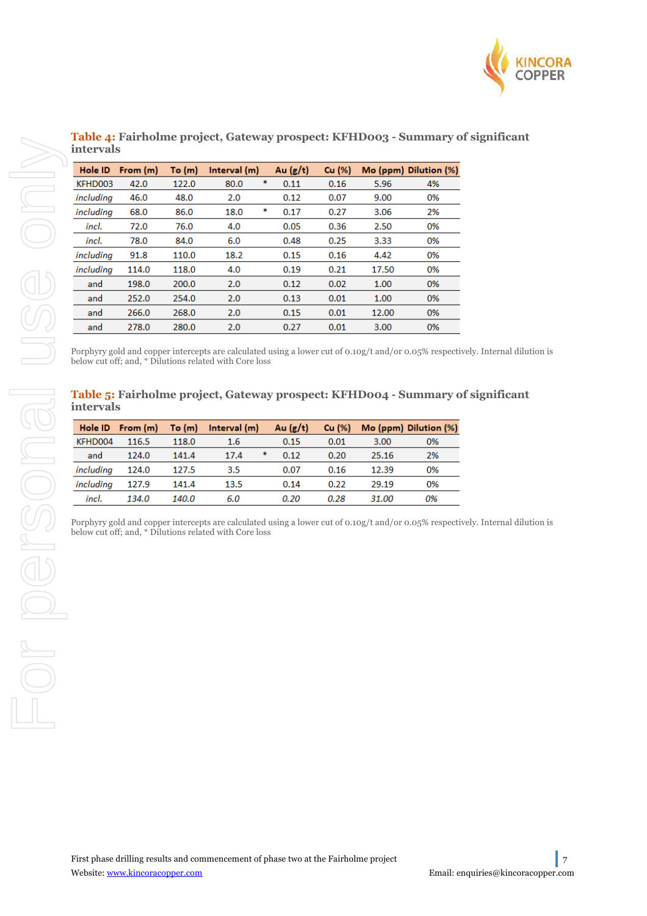**Table 4:** **Fairholme project, Gateway prospect: KFHD003 - Summary of significant intervals**

| Hole ID | From (m) | To (m) | Interval (m) | | Au (g/t) | Cu (%) | Mo (ppm) | Dilution (%) |
|---|---|---|---|---|---|---|---|---|
| KFHD003 | 42.0 | 122.0 | 80.0 | * | 0.11 | 0.16 | 5.96 | 4% |
| *including* | 46.0 | 48.0 | 2.0 | | 0.12 | 0.07 | 9.00 | 0% |
| *including* | 68.0 | 86.0 | 18.0 | * | 0.17 | 0.27 | 3.06 | 2% |
| *incl.* | 72.0 | 76.0 | 4.0 | | 0.05 | 0.36 | 2.50 | 0% |
| *incl.* | 78.0 | 84.0 | 6.0 | | 0.48 | 0.25 | 3.33 | 0% |
| *including* | 91.8 | 110.0 | 18.2 | | 0.15 | 0.16 | 4.42 | 0% |
| *including* | 114.0 | 118.0 | 4.0 | | 0.19 | 0.21 | 17.50 | 0% |
| and | 198.0 | 200.0 | 2.0 | | 0.12 | 0.02 | 1.00 | 0% |
| and | 252.0 | 254.0 | 2.0 | | 0.13 | 0.01 | 1.00 | 0% |
| and | 266.0 | 268.0 | 2.0 | | 0.15 | 0.01 | 12.00 | 0% |
| and | 278.0 | 280.0 | 2.0 | | 0.27 | 0.01 | 3.00 | 0% |

Porphyry gold and copper intercepts are calculated using a lower cut of 0.10g/t and/or 0.05% respectively. Internal dilution is below cut off; and, * Dilutions related with Core loss

**Table 5:** **Fairholme project, Gateway prospect: KFHD004 - Summary of significant intervals**

| Hole ID | From (m) | To (m) | Interval (m) | | Au (g/t) | Cu (%) | Mo (ppm) | Dilution (%) |
|---|---|---|---|---|---|---|---|---|
| KFHD004 | 116.5 | 118.0 | 1.6 | | 0.15 | 0.01 | 3.00 | 0% |
| and | 124.0 | 141.4 | 17.4 | * | 0.12 | 0.20 | 25.16 | 2% |
| *including* | 124.0 | 127.5 | 3.5 | | 0.07 | 0.16 | 12.39 | 0% |
| *including* | 127.9 | 141.4 | 13.5 | | 0.14 | 0.22 | 29.19 | 0% |
| *incl.* | *134.0* | *140.0* | *6.0* | | *0.20* | *0.28* | *31.00* | *0%* |

Porphyry gold and copper intercepts are calculated using a lower cut of 0.10g/t and/or 0.05% respectively. Internal dilution is below cut off; and, * Dilutions related with Core loss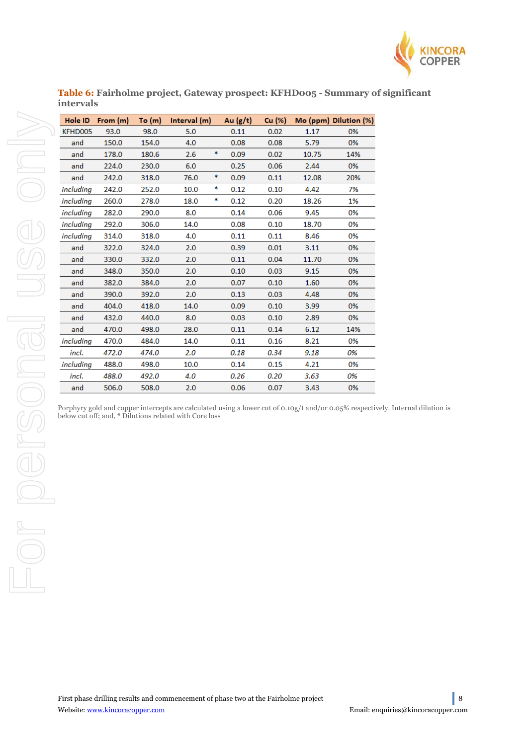**Table 6:** **Fairholme project, Gateway prospect: KFHD005 - Summary of significant intervals**

| Hole ID | From (m) | To (m) | Interval (m) | | Au (g/t) | Cu (%) | Mo (ppm) | Dilution (%) |
|---|---|---|---|---|---|---|---|---|
| KFHD005 | 93.0 | 98.0 | 5.0 | | 0.11 | 0.02 | 1.17 | 0% |
| and | 150.0 | 154.0 | 4.0 | | 0.08 | 0.08 | 5.79 | 0% |
| and | 178.0 | 180.6 | 2.6 | * | 0.09 | 0.02 | 10.75 | 14% |
| and | 224.0 | 230.0 | 6.0 | | 0.25 | 0.06 | 2.44 | 0% |
| and | 242.0 | 318.0 | 76.0 | * | 0.09 | 0.11 | 12.08 | 20% |
| *including* | 242.0 | 252.0 | 10.0 | * | 0.12 | 0.10 | 4.42 | 7% |
| *including* | 260.0 | 278.0 | 18.0 | * | 0.12 | 0.20 | 18.26 | 1% |
| *including* | 282.0 | 290.0 | 8.0 | | 0.14 | 0.06 | 9.45 | 0% |
| *including* | 292.0 | 306.0 | 14.0 | | 0.08 | 0.10 | 18.70 | 0% |
| *including* | 314.0 | 318.0 | 4.0 | | 0.11 | 0.11 | 8.46 | 0% |
| and | 322.0 | 324.0 | 2.0 | | 0.39 | 0.01 | 3.11 | 0% |
| and | 330.0 | 332.0 | 2.0 | | 0.11 | 0.04 | 11.70 | 0% |
| and | 348.0 | 350.0 | 2.0 | | 0.10 | 0.03 | 9.15 | 0% |
| and | 382.0 | 384.0 | 2.0 | | 0.07 | 0.10 | 1.60 | 0% |
| and | 390.0 | 392.0 | 2.0 | | 0.13 | 0.03 | 4.48 | 0% |
| and | 404.0 | 418.0 | 14.0 | | 0.09 | 0.10 | 3.99 | 0% |
| and | 432.0 | 440.0 | 8.0 | | 0.03 | 0.10 | 2.89 | 0% |
| and | 470.0 | 498.0 | 28.0 | | 0.11 | 0.14 | 6.12 | 14% |
| *including* | 470.0 | 484.0 | 14.0 | | 0.11 | 0.16 | 8.21 | 0% |
| *incl.* | *472.0* | *474.0* | *2.0* | | *0.18* | *0.34* | *9.18* | *0%* |
| *including* | 488.0 | 498.0 | 10.0 | | 0.14 | 0.15 | 4.21 | 0% |
| *incl.* | *488.0* | *492.0* | *4.0* | | *0.26* | *0.20* | *3.63* | *0%* |
| and | 506.0 | 508.0 | 2.0 | | 0.06 | 0.07 | 3.43 | 0% |

Porphyry gold and copper intercepts are calculated using a lower cut of 0.10g/t and/or 0.05% respectively. Internal dilution is below cut off; and, * Dilutions related with Core loss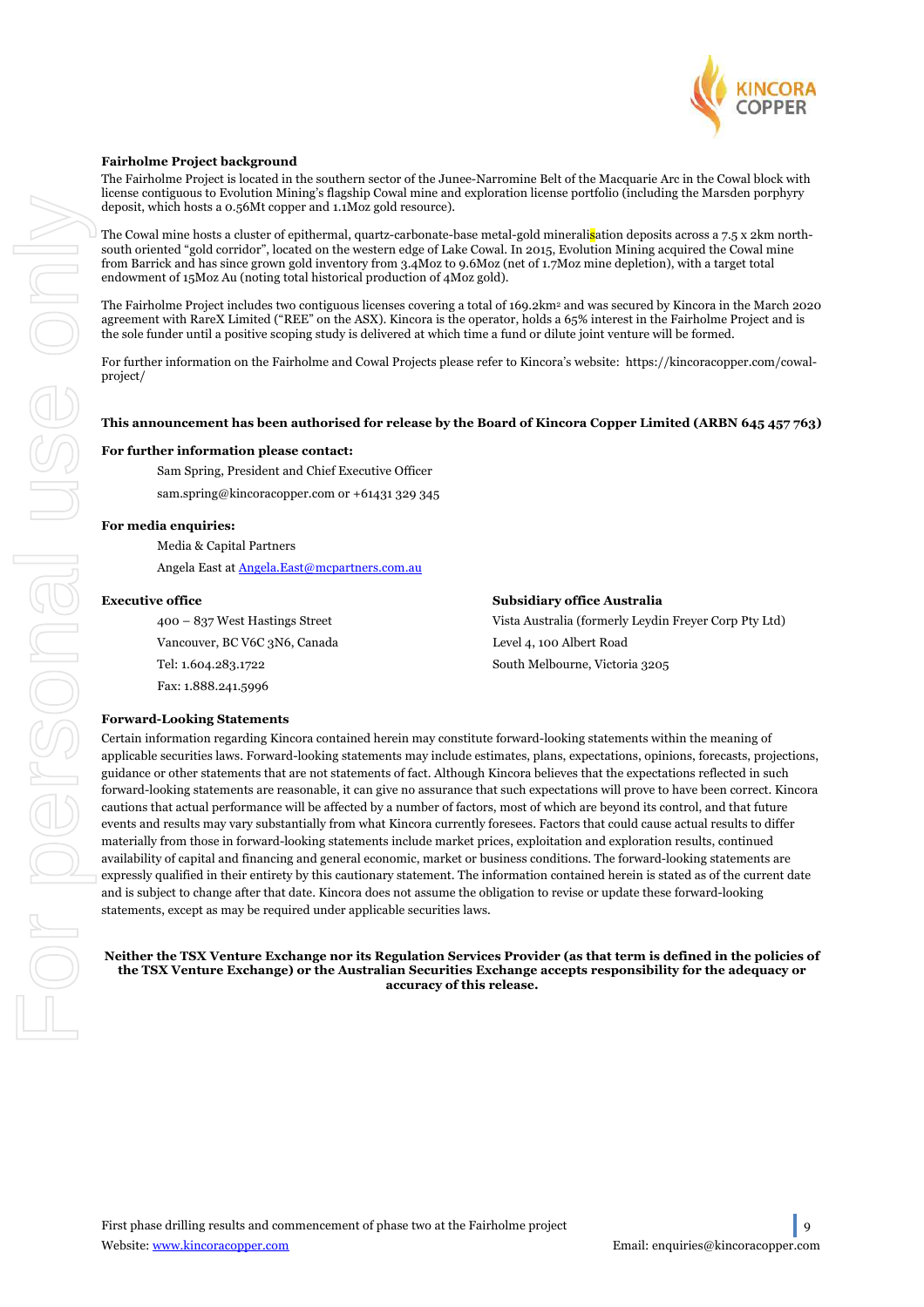**Fairholme Project background**

The Fairholme Project is located in the southern sector of the Junee-Narromine Belt of the Macquarie Arc in the Cowal block with license contiguous to Evolution Mining's flagship Cowal mine and exploration license portfolio (including the Marsden porphyry deposit, which hosts a 0.56Mt copper and 1.1Moz gold resource).

The Cowal mine hosts a cluster of epithermal, quartz-carbonate-base metal-gold mineralisation deposits across a 7.5 x 2km north-south oriented "gold corridor", located on the western edge of Lake Cowal. In 2015, Evolution Mining acquired the Cowal mine from Barrick and has since grown gold inventory from 3.4Moz to 9.6Moz (net of 1.7Moz mine depletion), with a target total endowment of 15Moz Au (noting total historical production of 4Moz gold).

The Fairholme Project includes two contiguous licenses covering a total of 169.2km$^2$ and was secured by Kincora in the March 2020 agreement with RareX Limited ("REE" on the ASX). Kincora is the operator, holds a 65% interest in the Fairholme Project and is the sole funder until a positive scoping study is delivered at which time a fund or dilute joint venture will be formed.

For further information on the Fairholme and Cowal Projects please refer to Kincora's website: https://kincoracopper.com/cowal-project/

**This announcement has been authorised for release by the Board of Kincora Copper Limited (ARBN 645 457 763)**

**For further information please contact:**

Sam Spring, President and Chief Executive Officer

sam.spring@kincoracopper.com or +61431 329 345

**For media enquiries:**

Media & Capital Partners

Angela East at Angela.East@mcpartners.com.au

**Executive office**

400 – 837 West Hastings Street

Vancouver, BC V6C 3N6, Canada

Tel: 1.604.283.1722

Fax: 1.888.241.5996

**Subsidiary office Australia**

Vista Australia (formerly Leydin Freyer Corp Pty Ltd)

Level 4, 100 Albert Road

South Melbourne, Victoria 3205

**Forward-Looking Statements**

Certain information regarding Kincora contained herein may constitute forward-looking statements within the meaning of applicable securities laws. Forward-looking statements may include estimates, plans, expectations, opinions, forecasts, projections, guidance or other statements that are not statements of fact. Although Kincora believes that the expectations reflected in such forward-looking statements are reasonable, it can give no assurance that such expectations will prove to have been correct. Kincora cautions that actual performance will be affected by a number of factors, most of which are beyond its control, and that future events and results may vary substantially from what Kincora currently foresees. Factors that could cause actual results to differ materially from those in forward-looking statements include market prices, exploitation and exploration results, continued availability of capital and financing and general economic, market or business conditions. The forward-looking statements are expressly qualified in their entirety by this cautionary statement. The information contained herein is stated as of the current date and is subject to change after that date. Kincora does not assume the obligation to revise or update these forward-looking statements, except as may be required under applicable securities laws.

**Neither the TSX Venture Exchange nor its Regulation Services Provider (as that term is defined in the policies of the TSX Venture Exchange) or the Australian Securities Exchange accepts responsibility for the adequacy or accuracy of this release.**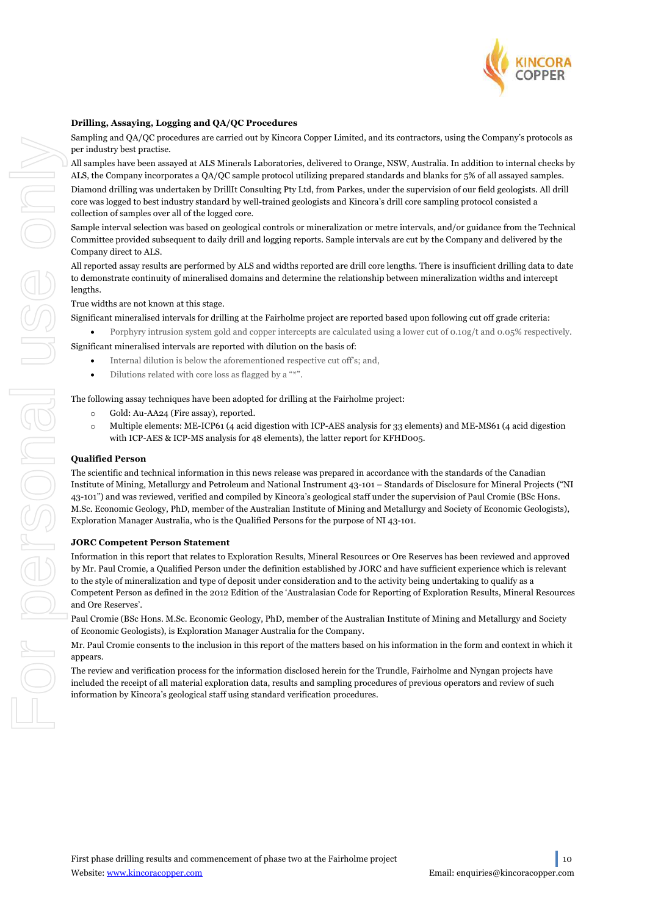### Drilling, Assaying, Logging and QA/QC Procedures

Sampling and QA/QC procedures are carried out by Kincora Copper Limited, and its contractors, using the Company's protocols as per industry best practise.

All samples have been assayed at ALS Minerals Laboratories, delivered to Orange, NSW, Australia. In addition to internal checks by ALS, the Company incorporates a QA/QC sample protocol utilizing prepared standards and blanks for 5% of all assayed samples.

Diamond drilling was undertaken by DrillIt Consulting Pty Ltd, from Parkes, under the supervision of our field geologists. All drill core was logged to best industry standard by well-trained geologists and Kincora's drill core sampling protocol consisted a collection of samples over all of the logged core.

Sample interval selection was based on geological controls or mineralization or metre intervals, and/or guidance from the Technical Committee provided subsequent to daily drill and logging reports. Sample intervals are cut by the Company and delivered by the Company direct to ALS.

All reported assay results are performed by ALS and widths reported are drill core lengths. There is insufficient drilling data to date to demonstrate continuity of mineralised domains and determine the relationship between mineralization widths and intercept lengths.

True widths are not known at this stage.

Significant mineralised intervals for drilling at the Fairholme project are reported based upon following cut off grade criteria:

- Porphyry intrusion system gold and copper intercepts are calculated using a lower cut of 0.10g/t and 0.05% respectively.

Significant mineralised intervals are reported with dilution on the basis of:

- Internal dilution is below the aforementioned respective cut off's; and,
- Dilutions related with core loss as flagged by a "*".

The following assay techniques have been adopted for drilling at the Fairholme project:

- Gold: Au-AA24 (Fire assay), reported.
- Multiple elements: ME-ICP61 (4 acid digestion with ICP-AES analysis for 33 elements) and ME-MS61 (4 acid digestion with ICP-AES & ICP-MS analysis for 48 elements), the latter report for KFHD005.

### Qualified Person

The scientific and technical information in this news release was prepared in accordance with the standards of the Canadian Institute of Mining, Metallurgy and Petroleum and National Instrument 43-101 – Standards of Disclosure for Mineral Projects ("NI 43-101") and was reviewed, verified and compiled by Kincora's geological staff under the supervision of Paul Cromie (BSc Hons. M.Sc. Economic Geology, PhD, member of the Australian Institute of Mining and Metallurgy and Society of Economic Geologists), Exploration Manager Australia, who is the Qualified Persons for the purpose of NI 43-101.

### JORC Competent Person Statement

Information in this report that relates to Exploration Results, Mineral Resources or Ore Reserves has been reviewed and approved by Mr. Paul Cromie, a Qualified Person under the definition established by JORC and have sufficient experience which is relevant to the style of mineralization and type of deposit under consideration and to the activity being undertaking to qualify as a Competent Person as defined in the 2012 Edition of the 'Australasian Code for Reporting of Exploration Results, Mineral Resources and Ore Reserves'.

Paul Cromie (BSc Hons. M.Sc. Economic Geology, PhD, member of the Australian Institute of Mining and Metallurgy and Society of Economic Geologists), is Exploration Manager Australia for the Company.

Mr. Paul Cromie consents to the inclusion in this report of the matters based on his information in the form and context in which it appears.

The review and verification process for the information disclosed herein for the Trundle, Fairholme and Nyngan projects have included the receipt of all material exploration data, results and sampling procedures of previous operators and review of such information by Kincora's geological staff using standard verification procedures.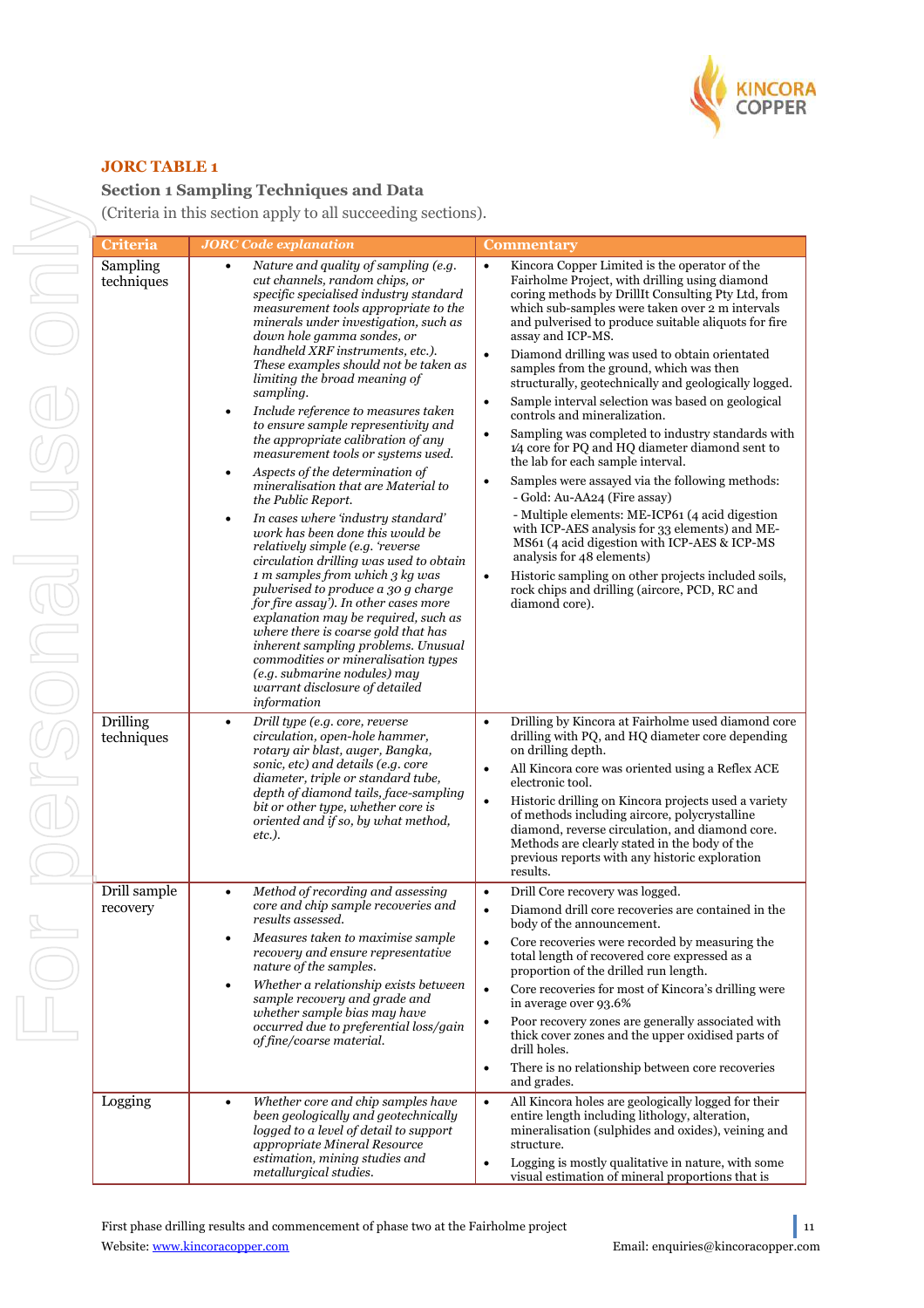## JORC TABLE 1

### Section 1 Sampling Techniques and Data

(Criteria in this section apply to all succeeding sections).

| Criteria | JORC Code explanation | Commentary |
|---|---|---|
| Sampling techniques | • *Nature and quality of sampling (e.g. cut channels, random chips, or specific specialised industry standard measurement tools appropriate to the minerals under investigation, such as down hole gamma sondes, or handheld XRF instruments, etc.). These examples should not be taken as limiting the broad meaning of sampling.*<br>• *Include reference to measures taken to ensure sample representivity and the appropriate calibration of any measurement tools or systems used.*<br>• *Aspects of the determination of mineralisation that are Material to the Public Report.*<br>• *In cases where 'industry standard' work has been done this would be relatively simple (e.g. 'reverse circulation drilling was used to obtain 1 m samples from which 3 kg was pulverised to produce a 30 g charge for fire assay'). In other cases more explanation may be required, such as where there is coarse gold that has inherent sampling problems. Unusual commodities or mineralisation types (e.g. submarine nodules) may warrant disclosure of detailed information* | • Kincora Copper Limited is the operator of the Fairholme Project, with drilling using diamond coring methods by DrillIt Consulting Pty Ltd, from which sub-samples were taken over 2 m intervals and pulverised to produce suitable aliquots for fire assay and ICP-MS.<br>• Diamond drilling was used to obtain orientated samples from the ground, which was then structurally, geotechnically and geologically logged.<br>• Sample interval selection was based on geological controls and mineralization.<br>• Sampling was completed to industry standards with ¼ core for PQ and HQ diameter diamond sent to the lab for each sample interval.<br>• Samples were assayed via the following methods:<br>- Gold: Au-AA24 (Fire assay)<br>- Multiple elements: ME-ICP61 (4 acid digestion with ICP-AES analysis for 33 elements) and ME-MS61 (4 acid digestion with ICP-AES & ICP-MS analysis for 48 elements)<br>• Historic sampling on other projects included soils, rock chips and drilling (aircore, PCD, RC and diamond core). |
| Drilling techniques | • *Drill type (e.g. core, reverse circulation, open-hole hammer, rotary air blast, auger, Bangka, sonic, etc) and details (e.g. core diameter, triple or standard tube, depth of diamond tails, face-sampling bit or other type, whether core is oriented and if so, by what method, etc.).* | • Drilling by Kincora at Fairholme used diamond core drilling with PQ, and HQ diameter core depending on drilling depth.<br>• All Kincora core was oriented using a Reflex ACE electronic tool.<br>• Historic drilling on Kincora projects used a variety of methods including aircore, polycrystalline diamond, reverse circulation, and diamond core. Methods are clearly stated in the body of the previous reports with any historic exploration results. |
| Drill sample recovery | • *Method of recording and assessing core and chip sample recoveries and results assessed.*<br>• *Measures taken to maximise sample recovery and ensure representative nature of the samples.*<br>• *Whether a relationship exists between sample recovery and grade and whether sample bias may have occurred due to preferential loss/gain of fine/coarse material.* | • Drill Core recovery was logged.<br>• Diamond drill core recoveries are contained in the body of the announcement.<br>• Core recoveries were recorded by measuring the total length of recovered core expressed as a proportion of the drilled run length.<br>• Core recoveries for most of Kincora's drilling were in average over 93.6%<br>• Poor recovery zones are generally associated with thick cover zones and the upper oxidised parts of drill holes.<br>• There is no relationship between core recoveries and grades. |
| Logging | • *Whether core and chip samples have been geologically and geotechnically logged to a level of detail to support appropriate Mineral Resource estimation, mining studies and metallurgical studies.* | • All Kincora holes are geologically logged for their entire length including lithology, alteration, mineralisation (sulphides and oxides), veining and structure.<br>• Logging is mostly qualitative in nature, with some visual estimation of mineral proportions that is |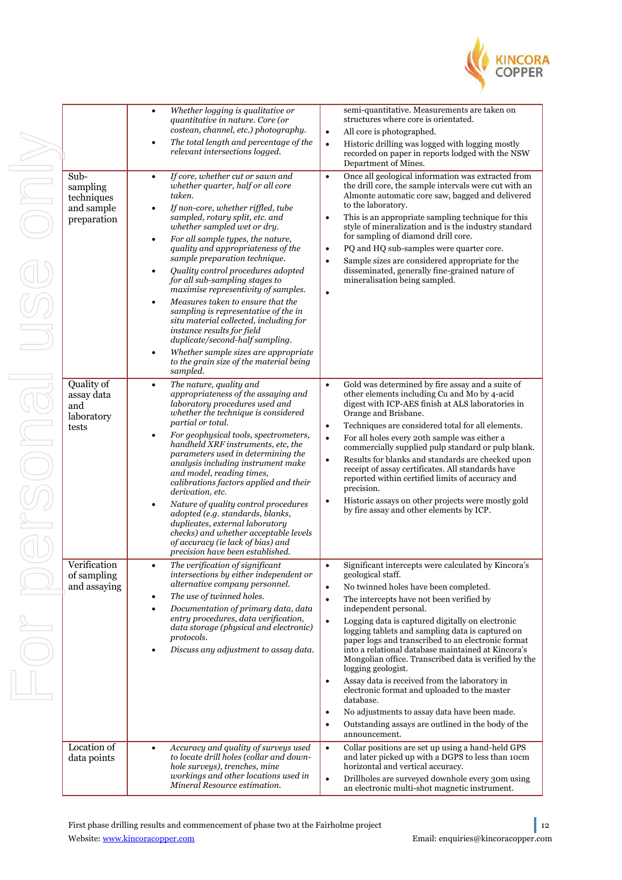| | | |
|---|---|---|
| | • *Whether logging is qualitative or quantitative in nature. Core (or costean, channel, etc.) photography.*<br>• *The total length and percentage of the relevant intersections logged.* | semi-quantitative. Measurements are taken on structures where core is orientated.<br>• All core is photographed.<br>• Historic drilling was logged with logging mostly recorded on paper in reports lodged with the NSW Department of Mines. |
| Sub-sampling techniques and sample preparation | • *If core, whether cut or sawn and whether quarter, half or all core taken.*<br>• *If non-core, whether riffled, tube sampled, rotary split, etc. and whether sampled wet or dry.*<br>• *For all sample types, the nature, quality and appropriateness of the sample preparation technique.*<br>• *Quality control procedures adopted for all sub-sampling stages to maximise representivity of samples.*<br>• *Measures taken to ensure that the sampling is representative of the in situ material collected, including for instance results for field duplicate/second-half sampling.*<br>• *Whether sample sizes are appropriate to the grain size of the material being sampled.* | • Once all geological information was extracted from the drill core, the sample intervals were cut with an Almonte automatic core saw, bagged and delivered to the laboratory.<br>• This is an appropriate sampling technique for this style of mineralization and is the industry standard for sampling of diamond drill core.<br>• PQ and HQ sub-samples were quarter core.<br>• Sample sizes are considered appropriate for the disseminated, generally fine-grained nature of mineralisation being sampled.<br>• |
| Quality of assay data and laboratory tests | • *The nature, quality and appropriateness of the assaying and laboratory procedures used and whether the technique is considered partial or total.*<br>• *For geophysical tools, spectrometers, handheld XRF instruments, etc, the parameters used in determining the analysis including instrument make and model, reading times, calibrations factors applied and their derivation, etc.*<br>• *Nature of quality control procedures adopted (e.g. standards, blanks, duplicates, external laboratory checks) and whether acceptable levels of accuracy (ie lack of bias) and precision have been established.* | • Gold was determined by fire assay and a suite of other elements including Cu and Mo by 4-acid digest with ICP-AES finish at ALS laboratories in Orange and Brisbane.<br>• Techniques are considered total for all elements.<br>• For all holes every 20th sample was either a commercially supplied pulp standard or pulp blank.<br>• Results for blanks and standards are checked upon receipt of assay certificates. All standards have reported within certified limits of accuracy and precision.<br>• Historic assays on other projects were mostly gold by fire assay and other elements by ICP. |
| Verification of sampling and assaying | • *The verification of significant intersections by either independent or alternative company personnel.*<br>• *The use of twinned holes.*<br>• *Documentation of primary data, data entry procedures, data verification, data storage (physical and electronic) protocols.*<br>• *Discuss any adjustment to assay data.* | • Significant intercepts were calculated by Kincora's geological staff.<br>• No twinned holes have been completed.<br>• The intercepts have not been verified by independent personal.<br>• Logging data is captured digitally on electronic logging tablets and sampling data is captured on paper logs and transcribed to an electronic format into a relational database maintained at Kincora's Mongolian office. Transcribed data is verified by the logging geologist.<br>• Assay data is received from the laboratory in electronic format and uploaded to the master database.<br>• No adjustments to assay data have been made.<br>• Outstanding assays are outlined in the body of the announcement. |
| Location of data points | • *Accuracy and quality of surveys used to locate drill holes (collar and down-hole surveys), trenches, mine workings and other locations used in Mineral Resource estimation.* | • Collar positions are set up using a hand-held GPS and later picked up with a DGPS to less than 10cm horizontal and vertical accuracy.<br>• Drillholes are surveyed downhole every 30m using an electronic multi-shot magnetic instrument. |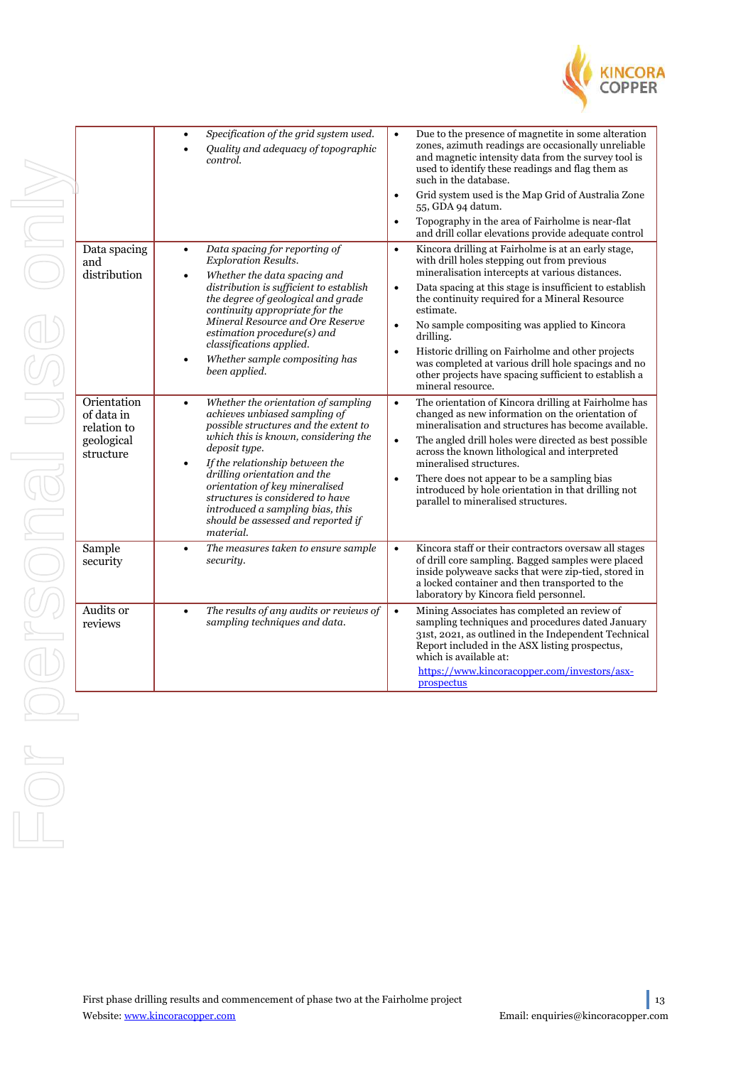| | | |
|---|---|---|
| | • *Specification of the grid system used.*<br>• *Quality and adequacy of topographic control.* | • Due to the presence of magnetite in some alteration zones, azimuth readings are occasionally unreliable and magnetic intensity data from the survey tool is used to identify these readings and flag them as such in the database.<br>• Grid system used is the Map Grid of Australia Zone 55, GDA 94 datum.<br>• Topography in the area of Fairholme is near-flat and drill collar elevations provide adequate control |
| Data spacing and distribution | • *Data spacing for reporting of Exploration Results.*<br>• *Whether the data spacing and distribution is sufficient to establish the degree of geological and grade continuity appropriate for the Mineral Resource and Ore Reserve estimation procedure(s) and classifications applied.*<br>• *Whether sample compositing has been applied.* | • Kincora drilling at Fairholme is at an early stage, with drill holes stepping out from previous mineralisation intercepts at various distances.<br>• Data spacing at this stage is insufficient to establish the continuity required for a Mineral Resource estimate.<br>• No sample compositing was applied to Kincora drilling.<br>• Historic drilling on Fairholme and other projects was completed at various drill hole spacings and no other projects have spacing sufficient to establish a mineral resource. |
| Orientation of data in relation to geological structure | • *Whether the orientation of sampling achieves unbiased sampling of possible structures and the extent to which this is known, considering the deposit type.*<br>• *If the relationship between the drilling orientation and the orientation of key mineralised structures is considered to have introduced a sampling bias, this should be assessed and reported if material.* | • The orientation of Kincora drilling at Fairholme has changed as new information on the orientation of mineralisation and structures has become available.<br>• The angled drill holes were directed as best possible across the known lithological and interpreted mineralised structures.<br>• There does not appear to be a sampling bias introduced by hole orientation in that drilling not parallel to mineralised structures. |
| Sample security | • *The measures taken to ensure sample security.* | • Kincora staff or their contractors oversaw all stages of drill core sampling. Bagged samples were placed inside polyweave sacks that were zip-tied, stored in a locked container and then transported to the laboratory by Kincora field personnel. |
| Audits or reviews | • *The results of any audits or reviews of sampling techniques and data.* | • Mining Associates has completed an review of sampling techniques and procedures dated January 31st, 2021, as outlined in the Independent Technical Report included in the ASX listing prospectus, which is available at:<br>https://www.kincoracopper.com/investors/asx-prospectus |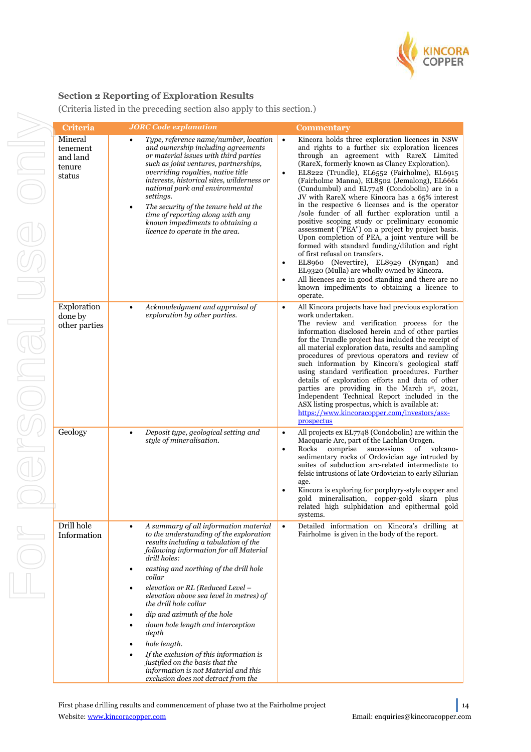## Section 2 Reporting of Exploration Results

(Criteria listed in the preceding section also apply to this section.)

| Criteria | JORC Code explanation | Commentary |
|---|---|---|
| Mineral tenement and land tenure status | • *Type, reference name/number, location and ownership including agreements or material issues with third parties such as joint ventures, partnerships, overriding royalties, native title interests, historical sites, wilderness or national park and environmental settings.*<br>• *The security of the tenure held at the time of reporting along with any known impediments to obtaining a licence to operate in the area.* | • Kincora holds three exploration licences in NSW and rights to a further six exploration licences through an agreement with RareX Limited (RareX, formerly known as Clancy Exploration).<br>• EL8222 (Trundle), EL6552 (Fairholme), EL6915 (Fairholme Manna), EL8502 (Jemalong), EL6661 (Cundumbul) and EL7748 (Condobolin) are in a JV with RareX where Kincora has a 65% interest in the respective 6 licenses and is the operator /sole funder of all further exploration until a positive scoping study or preliminary economic assessment ("PEA") on a project by project basis. Upon completion of PEA, a joint venture will be formed with standard funding/dilution and right of first refusal on transfers.<br>• EL8960 (Nevertire), EL8929 (Nyngan) and EL9320 (Mulla) are wholly owned by Kincora.<br>• All licences are in good standing and there are no known impediments to obtaining a licence to operate. |
| Exploration done by other parties | • *Acknowledgment and appraisal of exploration by other parties.* | • All Kincora projects have had previous exploration work undertaken.<br>The review and verification process for the information disclosed herein and of other parties for the Trundle project has included the receipt of all material exploration data, results and sampling procedures of previous operators and review of such information by Kincora's geological staff using standard verification procedures. Further details of exploration efforts and data of other parties are providing in the March 1st, 2021, Independent Technical Report included in the ASX listing prospectus, which is available at: https://www.kincoracopper.com/investors/asx-prospectus |
| Geology | • *Deposit type, geological setting and style of mineralisation.* | • All projects ex EL7748 (Condobolin) are within the Macquarie Arc, part of the Lachlan Orogen.<br>• Rocks comprise successions of volcano-sedimentary rocks of Ordovician age intruded by suites of subduction arc-related intermediate to felsic intrusions of late Ordovician to early Silurian age.<br>• Kincora is exploring for porphyry-style copper and gold mineralisation, copper-gold skarn plus related high sulphidation and epithermal gold systems. |
| Drill hole Information | • *A summary of all information material to the understanding of the exploration results including a tabulation of the following information for all Material drill holes:*<br>• *easting and northing of the drill hole collar*<br>• *elevation or RL (Reduced Level – elevation above sea level in metres) of the drill hole collar*<br>• *dip and azimuth of the hole*<br>• *down hole length and interception depth*<br>• *hole length.*<br>• *If the exclusion of this information is justified on the basis that the information is not Material and this exclusion does not detract from the* | • Detailed information on Kincora's drilling at Fairholme is given in the body of the report. |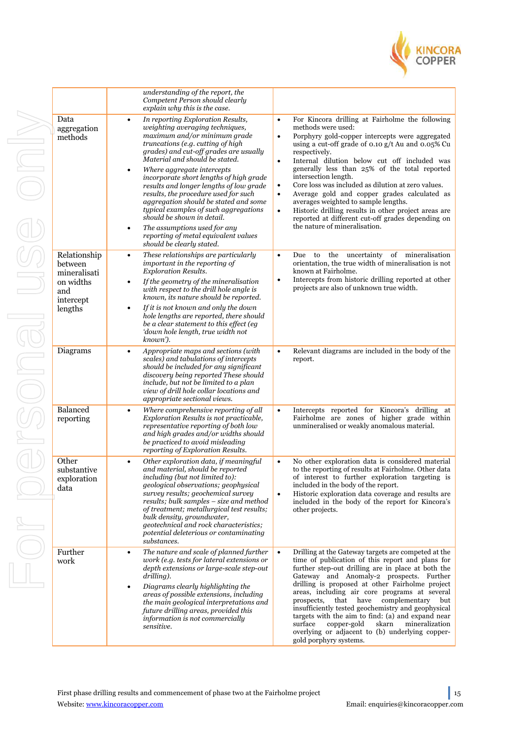| | | |
|---|---|---|
| | *understanding of the report, the Competent Person should clearly explain why this is the case.* | |
| Data aggregation methods | • *In reporting Exploration Results, weighting averaging techniques, maximum and/or minimum grade truncations (e.g. cutting of high grades) and cut-off grades are usually Material and should be stated.*<br>• *Where aggregate intercepts incorporate short lengths of high grade results and longer lengths of low grade results, the procedure used for such aggregation should be stated and some typical examples of such aggregations should be shown in detail.*<br>• *The assumptions used for any reporting of metal equivalent values should be clearly stated.* | • For Kincora drilling at Fairholme the following methods were used:<br>• Porphyry gold-copper intercepts were aggregated using a cut-off grade of 0.10 g/t Au and 0.05% Cu respectively.<br>• Internal dilution below cut off included was generally less than 25% of the total reported intersection length.<br>• Core loss was included as dilution at zero values.<br>• Average gold and copper grades calculated as averages weighted to sample lengths.<br>• Historic drilling results in other project areas are reported at different cut-off grades depending on the nature of mineralisation. |
| Relationship between mineralisation widths and intercept lengths | • *These relationships are particularly important in the reporting of Exploration Results.*<br>• *If the geometry of the mineralisation with respect to the drill hole angle is known, its nature should be reported.*<br>• *If it is not known and only the down hole lengths are reported, there should be a clear statement to this effect (eg 'down hole length, true width not known').* | • Due to the uncertainty of mineralisation orientation, the true width of mineralisation is not known at Fairholme.<br>• Intercepts from historic drilling reported at other projects are also of unknown true width. |
| Diagrams | • *Appropriate maps and sections (with scales) and tabulations of intercepts should be included for any significant discovery being reported These should include, but not be limited to a plan view of drill hole collar locations and appropriate sectional views.* | • Relevant diagrams are included in the body of the report. |
| Balanced reporting | • *Where comprehensive reporting of all Exploration Results is not practicable, representative reporting of both low and high grades and/or widths should be practiced to avoid misleading reporting of Exploration Results.* | • Intercepts reported for Kincora's drilling at Fairholme are zones of higher grade within unmineralised or weakly anomalous material. |
| Other substantive exploration data | • *Other exploration data, if meaningful and material, should be reported including (but not limited to): geological observations; geophysical survey results; geochemical survey results; bulk samples – size and method of treatment; metallurgical test results; bulk density, groundwater, geotechnical and rock characteristics; potential deleterious or contaminating substances.* | • No other exploration data is considered material to the reporting of results at Fairholme. Other data of interest to further exploration targeting is included in the body of the report.<br>• Historic exploration data coverage and results are included in the body of the report for Kincora's other projects. |
| Further work | • *The nature and scale of planned further work (e.g. tests for lateral extensions or depth extensions or large-scale step-out drilling).*<br>• *Diagrams clearly highlighting the areas of possible extensions, including the main geological interpretations and future drilling areas, provided this information is not commercially sensitive.* | • Drilling at the Gateway targets are competed at the time of publication of this report and plans for further step-out drilling are in place at both the Gateway and Anomaly-2 prospects. Further drilling is proposed at other Fairholme project areas, including air core programs at several prospects, that have complementary but insufficiently tested geochemistry and geophysical targets with the aim to find: (a) and expand near surface copper-gold skarn mineralisation overlying or adjacent to (b) underlying copper-gold porphyry systems. |